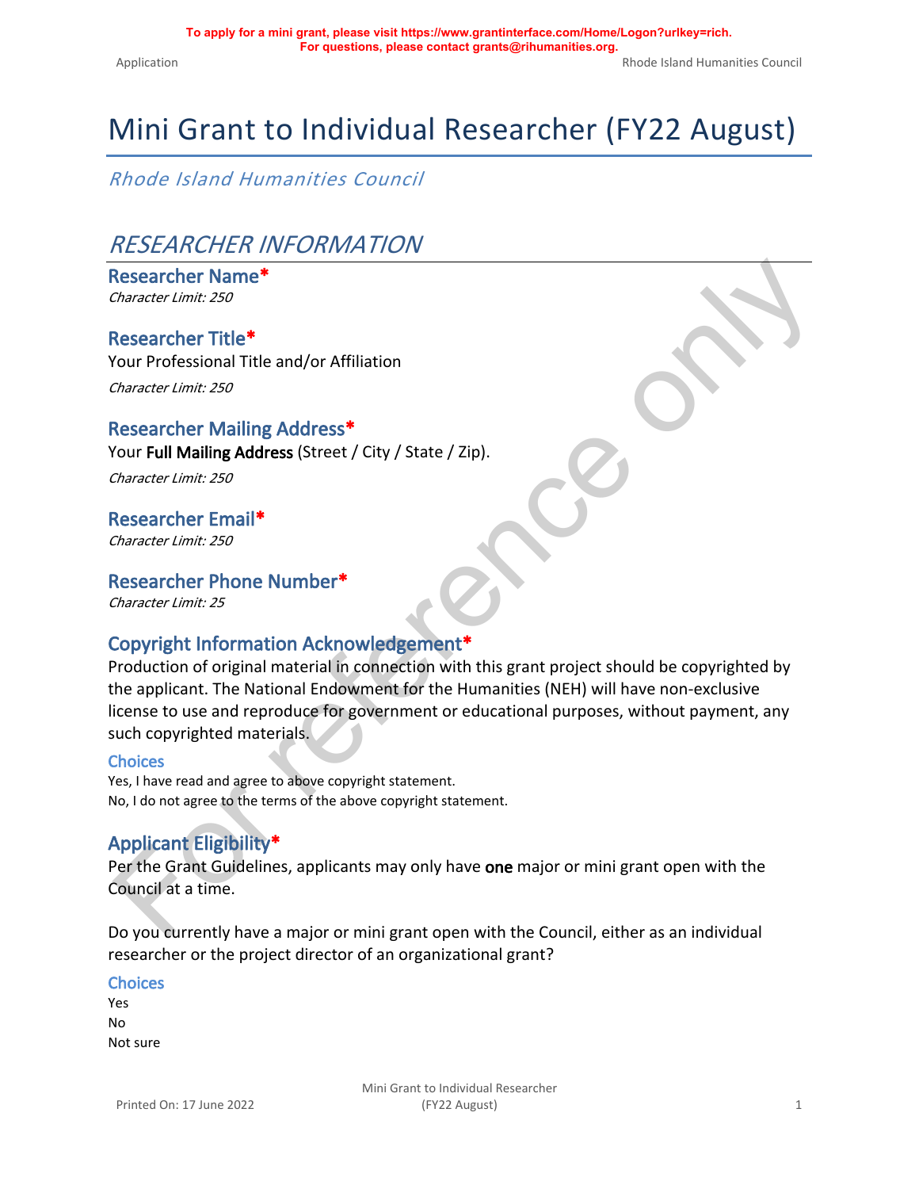**To apply for a mini grant, please visit https://www.grantinterface.com/Home/Logon?urlkey=rich.**
**For questions, please contact grants@rihumanities.org.**

# Mini Grant to Individual Researcher (FY22 August)

*Rhode Island Humanities Council*

## *RESEARCHER INFORMATION*

### Researcher Name*

*Character Limit: 250*

### Researcher Title*

Your Professional Title and/or Affiliation

*Character Limit: 250*

### Researcher Mailing Address*

Your **Full Mailing Address** (Street / City / State / Zip).

*Character Limit: 250*

### Researcher Email*

*Character Limit: 250*

### Researcher Phone Number*

*Character Limit: 25*

### Copyright Information Acknowledgement*

Production of original material in connection with this grant project should be copyrighted by the applicant. The National Endowment for the Humanities (NEH) will have non-exclusive license to use and reproduce for government or educational purposes, without payment, any such copyrighted materials.

#### Choices

Yes, I have read and agree to above copyright statement.
No, I do not agree to the terms of the above copyright statement.

### Applicant Eligibility*

Per the Grant Guidelines, applicants may only have **one** major or mini grant open with the Council at a time.

Do you currently have a major or mini grant open with the Council, either as an individual researcher or the project director of an organizational grant?

#### Choices

Yes
No
Not sure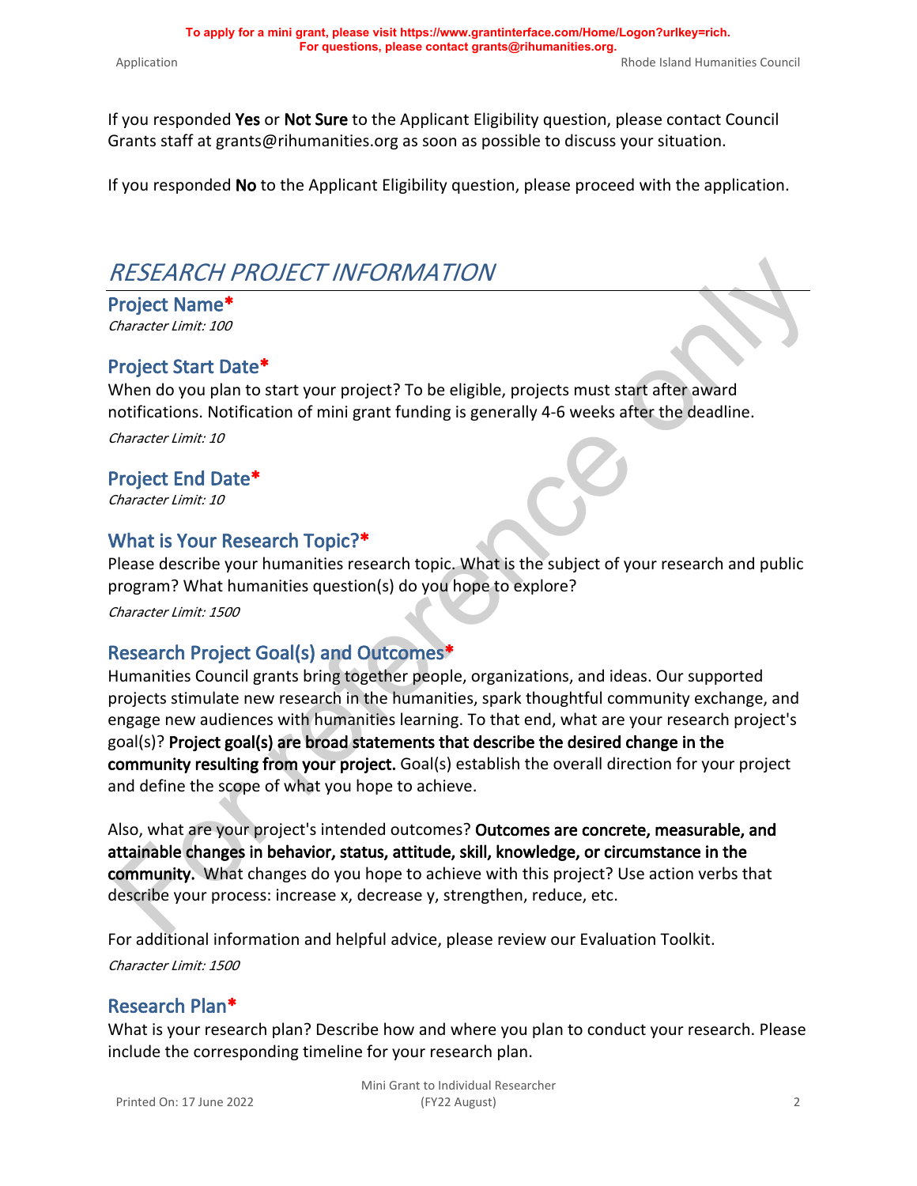If you responded **Yes** or **Not Sure** to the Applicant Eligibility question, please contact Council Grants staff at grants@rihumanities.org as soon as possible to discuss your situation.

If you responded **No** to the Applicant Eligibility question, please proceed with the application.

# *RESEARCH PROJECT INFORMATION*

## Project Name*

*Character Limit: 100*

## Project Start Date*

When do you plan to start your project? To be eligible, projects must start after award notifications. Notification of mini grant funding is generally 4-6 weeks after the deadline.

*Character Limit: 10*

## Project End Date*

*Character Limit: 10*

## What is Your Research Topic?*

Please describe your humanities research topic. What is the subject of your research and public program? What humanities question(s) do you hope to explore?

*Character Limit: 1500*

## Research Project Goal(s) and Outcomes*

Humanities Council grants bring together people, organizations, and ideas. Our supported projects stimulate new research in the humanities, spark thoughtful community exchange, and engage new audiences with humanities learning. To that end, what are your research project's goal(s)? **Project goal(s) are broad statements that describe the desired change in the community resulting from your project.** Goal(s) establish the overall direction for your project and define the scope of what you hope to achieve.

Also, what are your project's intended outcomes? **Outcomes are concrete, measurable, and attainable changes in behavior, status, attitude, skill, knowledge, or circumstance in the community.** What changes do you hope to achieve with this project? Use action verbs that describe your process: increase x, decrease y, strengthen, reduce, etc.

For additional information and helpful advice, please review our Evaluation Toolkit.

*Character Limit: 1500*

## Research Plan*

What is your research plan? Describe how and where you plan to conduct your research. Please include the corresponding timeline for your research plan.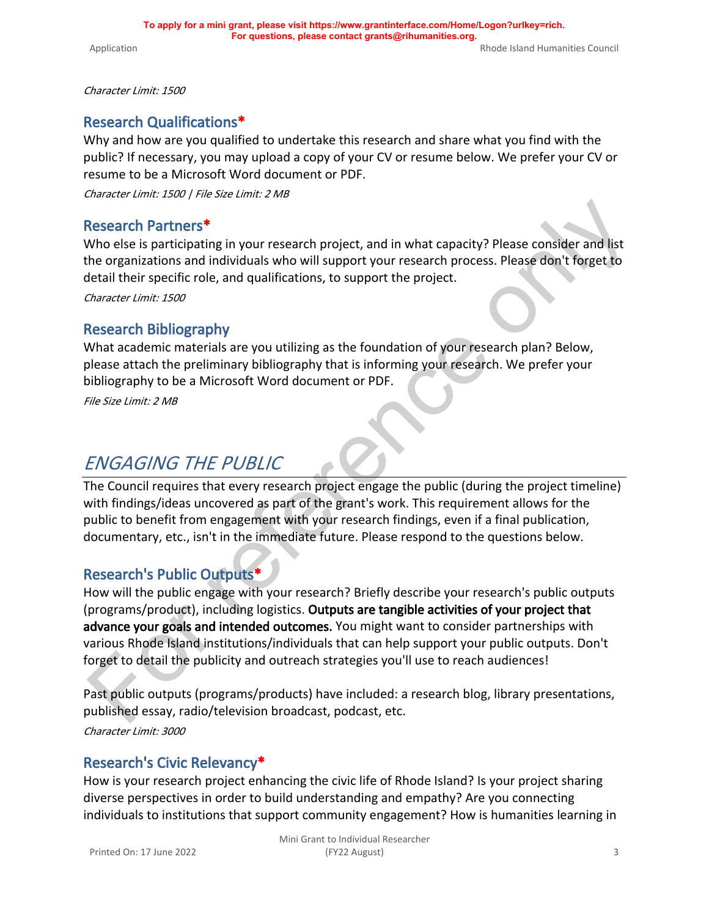*Character Limit: 1500*

## Research Qualifications*

Why and how are you qualified to undertake this research and share what you find with the public? If necessary, you may upload a copy of your CV or resume below. We prefer your CV or resume to be a Microsoft Word document or PDF.

*Character Limit: 1500 | File Size Limit: 2 MB*

## Research Partners*

Who else is participating in your research project, and in what capacity? Please consider and list the organizations and individuals who will support your research process. Please don't forget to detail their specific role, and qualifications, to support the project.

*Character Limit: 1500*

## Research Bibliography

What academic materials are you utilizing as the foundation of your research plan? Below, please attach the preliminary bibliography that is informing your research. We prefer your bibliography to be a Microsoft Word document or PDF.

*File Size Limit: 2 MB*

# *ENGAGING THE PUBLIC*

The Council requires that every research project engage the public (during the project timeline) with findings/ideas uncovered as part of the grant's work. This requirement allows for the public to benefit from engagement with your research findings, even if a final publication, documentary, etc., isn't in the immediate future. Please respond to the questions below.

## Research's Public Outputs*

How will the public engage with your research? Briefly describe your research's public outputs (programs/product), including logistics. **Outputs are tangible activities of your project that advance your goals and intended outcomes.** You might want to consider partnerships with various Rhode Island institutions/individuals that can help support your public outputs. Don't forget to detail the publicity and outreach strategies you'll use to reach audiences!

Past public outputs (programs/products) have included: a research blog, library presentations, published essay, radio/television broadcast, podcast, etc.

*Character Limit: 3000*

## Research's Civic Relevancy*

How is your research project enhancing the civic life of Rhode Island? Is your project sharing diverse perspectives in order to build understanding and empathy? Are you connecting individuals to institutions that support community engagement? How is humanities learning in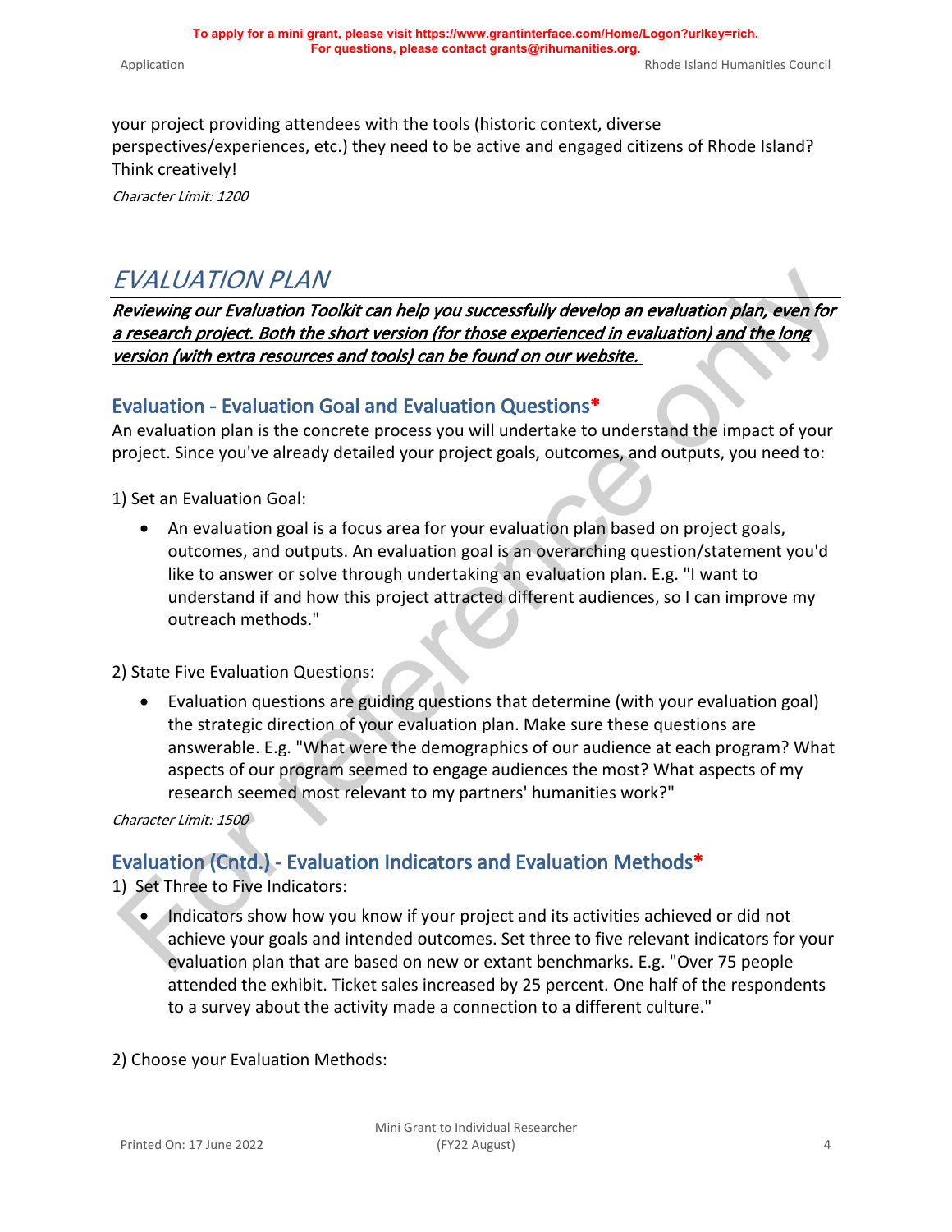your project providing attendees with the tools (historic context, diverse perspectives/experiences, etc.) they need to be active and engaged citizens of Rhode Island? Think creatively!

*Character Limit: 1200*

# *EVALUATION PLAN*

***Reviewing our Evaluation Toolkit can help you successfully develop an evaluation plan, even for a research project. Both the short version (for those experienced in evaluation) and the long version (with extra resources and tools) can be found on our website.***

## Evaluation - Evaluation Goal and Evaluation Questions*

An evaluation plan is the concrete process you will undertake to understand the impact of your project. Since you've already detailed your project goals, outcomes, and outputs, you need to:

1) Set an Evaluation Goal:

- An evaluation goal is a focus area for your evaluation plan based on project goals, outcomes, and outputs. An evaluation goal is an overarching question/statement you'd like to answer or solve through undertaking an evaluation plan. E.g. "I want to understand if and how this project attracted different audiences, so I can improve my outreach methods."

2) State Five Evaluation Questions:

- Evaluation questions are guiding questions that determine (with your evaluation goal) the strategic direction of your evaluation plan. Make sure these questions are answerable. E.g. "What were the demographics of our audience at each program? What aspects of our program seemed to engage audiences the most? What aspects of my research seemed most relevant to my partners' humanities work?"

*Character Limit: 1500*

## Evaluation (Cntd.) - Evaluation Indicators and Evaluation Methods*

1) Set Three to Five Indicators:

- Indicators show how you know if your project and its activities achieved or did not achieve your goals and intended outcomes. Set three to five relevant indicators for your evaluation plan that are based on new or extant benchmarks. E.g. "Over 75 people attended the exhibit. Ticket sales increased by 25 percent. One half of the respondents to a survey about the activity made a connection to a different culture."

2) Choose your Evaluation Methods: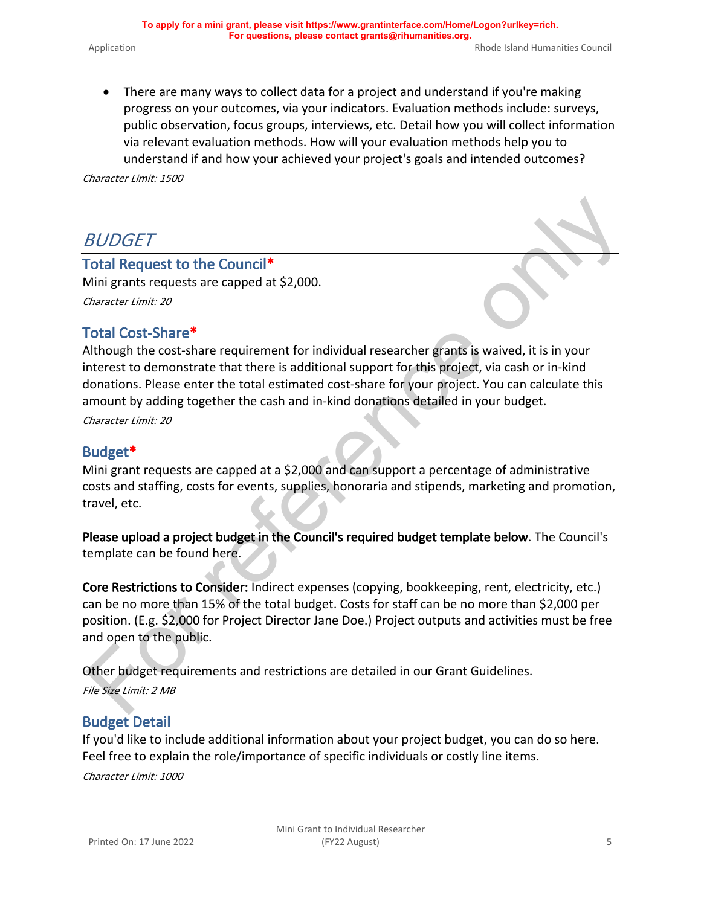- There are many ways to collect data for a project and understand if you're making progress on your outcomes, via your indicators. Evaluation methods include: surveys, public observation, focus groups, interviews, etc. Detail how you will collect information via relevant evaluation methods. How will your evaluation methods help you to understand if and how your achieved your project's goals and intended outcomes?

*Character Limit: 1500*

# *BUDGET*

## Total Request to the Council*

Mini grants requests are capped at $2,000.

*Character Limit: 20*

## Total Cost-Share*

Although the cost-share requirement for individual researcher grants is waived, it is in your interest to demonstrate that there is additional support for this project, via cash or in-kind donations. Please enter the total estimated cost-share for your project. You can calculate this amount by adding together the cash and in-kind donations detailed in your budget.

*Character Limit: 20*

## Budget*

Mini grant requests are capped at a $2,000 and can support a percentage of administrative costs and staffing, costs for events, supplies, honoraria and stipends, marketing and promotion, travel, etc.

**Please upload a project budget in the Council's required budget template below**. The Council's template can be found here.

**Core Restrictions to Consider:** Indirect expenses (copying, bookkeeping, rent, electricity, etc.) can be no more than 15% of the total budget. Costs for staff can be no more than $2,000 per position. (E.g. $2,000 for Project Director Jane Doe.) Project outputs and activities must be free and open to the public.

Other budget requirements and restrictions are detailed in our Grant Guidelines.

*File Size Limit: 2 MB*

## Budget Detail

If you'd like to include additional information about your project budget, you can do so here. Feel free to explain the role/importance of specific individuals or costly line items.

*Character Limit: 1000*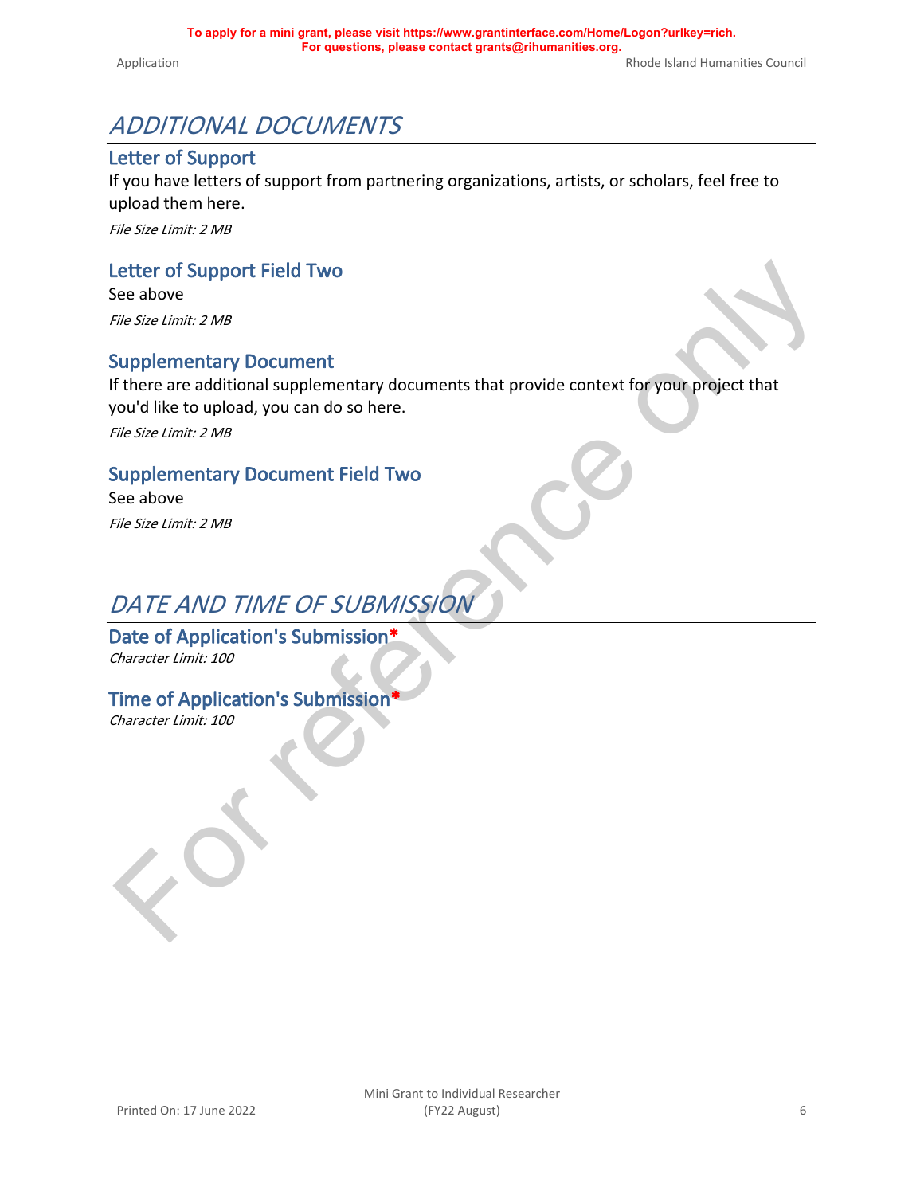# ADDITIONAL DOCUMENTS

## Letter of Support

If you have letters of support from partnering organizations, artists, or scholars, feel free to upload them here.

*File Size Limit: 2 MB*

## Letter of Support Field Two

See above

*File Size Limit: 2 MB*

## Supplementary Document

If there are additional supplementary documents that provide context for your project that you'd like to upload, you can do so here.

*File Size Limit: 2 MB*

## Supplementary Document Field Two

See above

*File Size Limit: 2 MB*

# DATE AND TIME OF SUBMISSION

## Date of Application's Submission*

*Character Limit: 100*

## Time of Application's Submission*

*Character Limit: 100*